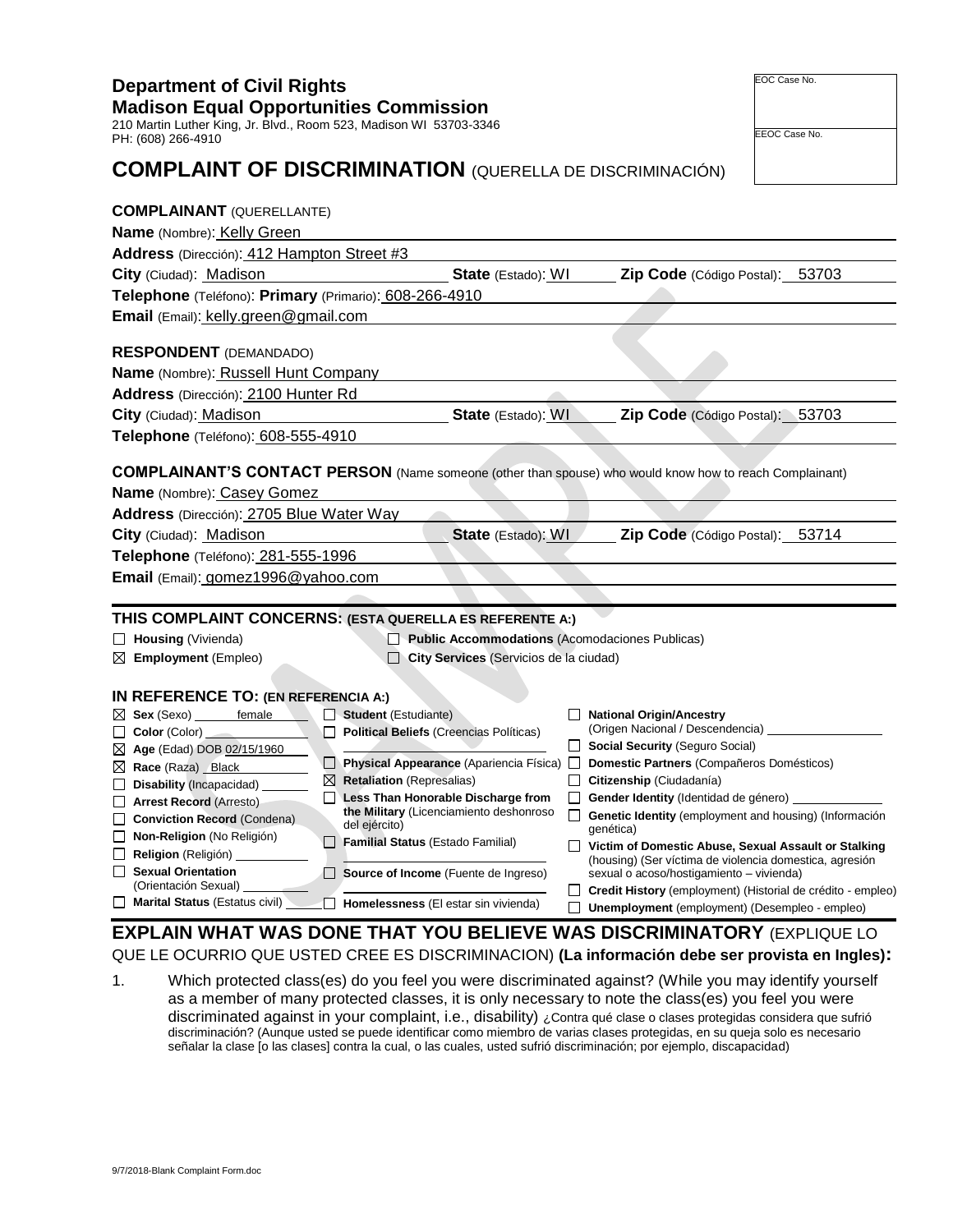**Department of Civil Rights**
**Madison Equal Opportunities Commission**
210 Martin Luther King, Jr. Blvd., Room 523, Madison WI 53703-3346
PH: (608) 266-4910

| EOC Case No. |
|---|
| EEOC Case No. |

# COMPLAINT OF DISCRIMINATION (QUERELLA DE DISCRIMINACIÓN)

**COMPLAINANT** (QUERELLANTE)

**Name** (Nombre): Kelly Green
**Address** (Dirección): 412 Hampton Street #3
**City** (Ciudad): Madison **State** (Estado): WI **Zip Code** (Código Postal): 53703
**Telephone** (Teléfono): **Primary** (Primario): 608-266-4910
**Email** (Email): kelly.green@gmail.com

**RESPONDENT** (DEMANDADO)

**Name** (Nombre): Russell Hunt Company
**Address** (Dirección): 2100 Hunter Rd
**City** (Ciudad): Madison **State** (Estado): WI **Zip Code** (Código Postal): 53703
**Telephone** (Teléfono): 608-555-4910

**COMPLAINANT'S CONTACT PERSON** (Name someone (other than spouse) who would know how to reach Complainant)

**Name** (Nombre): Casey Gomez
**Address** (Dirección): 2705 Blue Water Way
**City** (Ciudad): Madison **State** (Estado): WI **Zip Code** (Código Postal): 53714
**Telephone** (Teléfono): 281-555-1996
**Email** (Email): gomez1996@yahoo.com

**THIS COMPLAINT CONCERNS: (ESTA QUERELLA ES REFERENTE A:)**

- ☐ **Housing** (Vivienda)
- ☒ **Employment** (Empleo)
- ☐ **Public Accommodations** (Acomodaciones Publicas)
- ☐ **City Services** (Servicios de la ciudad)

**IN REFERENCE TO: (EN REFERENCIA A:)**

- ☒ **Sex** (Sexo) female
- ☐ **Color** (Color)
- ☒ **Age** (Edad) DOB 02/15/1960
- ☒ **Race** (Raza) Black
- ☐ **Disability** (Incapacidad)
- ☐ **Arrest Record** (Arresto)
- ☐ **Conviction Record** (Condena)
- ☐ **Non-Religion** (No Religión)
- ☐ **Religion** (Religión)
- ☐ **Sexual Orientation** (Orientación Sexual)
- ☐ **Marital Status** (Estatus civil)
- ☐ **Student** (Estudiante)
- ☐ **Political Beliefs** (Creencias Políticas)
- ☐ **Physical Appearance** (Apariencia Física)
- ☒ **Retaliation** (Represalias)
- ☐ **Less Than Honorable Discharge from the Military** (Licenciamiento deshonroso del ejército)
- ☐ **Familial Status** (Estado Familial)
- ☐ **Source of Income** (Fuente de Ingreso)
- ☐ **Homelessness** (El estar sin vivienda)
- ☐ **National Origin/Ancestry** (Origen Nacional / Descendencia)
- ☐ **Social Security** (Seguro Social)
- ☐ **Domestic Partners** (Compañeros Domésticos)
- ☐ **Citizenship** (Ciudadanía)
- ☐ **Gender Identity** (Identidad de género)
- ☐ **Genetic Identity** (employment and housing) (Información genética)
- ☐ **Victim of Domestic Abuse, Sexual Assault or Stalking** (housing) (Ser víctima de violencia domestica, agresión sexual o acoso/hostigamiento – vivienda)
- ☐ **Credit History** (employment) (Historial de crédito - empleo)
- ☐ **Unemployment** (employment) (Desempleo - empleo)

## EXPLAIN WHAT WAS DONE THAT YOU BELIEVE WAS DISCRIMINATORY (EXPLIQUE LO QUE LE OCURRIO QUE USTED CREE ES DISCRIMINACION) (La información debe ser provista en Ingles):

1. Which protected class(es) do you feel you were discriminated against? (While you may identify yourself as a member of many protected classes, it is only necessary to note the class(es) you feel you were discriminated against in your complaint, i.e., disability) ¿Contra qué clase o clases protegidas considera que sufrió discriminación? (Aunque usted se puede identificar como miembro de varias clases protegidas, en su queja solo es necesario señalar la clase [o las clases] contra la cual, o las cuales, usted sufrió discriminación; por ejemplo, discapacidad)

9/7/2018-Blank Complaint Form.doc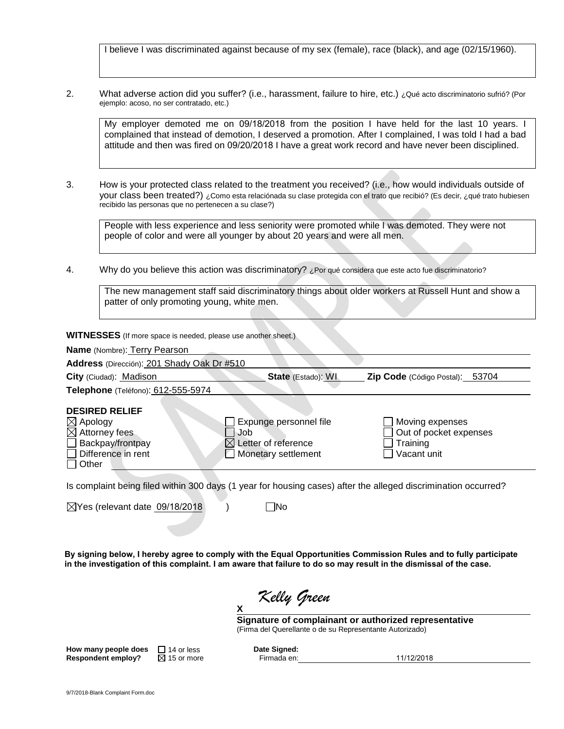I believe I was discriminated against because of my sex (female), race (black), and age (02/15/1960).

2. What adverse action did you suffer? (i.e., harassment, failure to hire, etc.) ¿Qué acto discriminatorio sufrió? (Por ejemplo: acoso, no ser contratado, etc.)

My employer demoted me on 09/18/2018 from the position I have held for the last 10 years. I complained that instead of demotion, I deserved a promotion. After I complained, I was told I had a bad attitude and then was fired on 09/20/2018 I have a great work record and have never been disciplined.

3. How is your protected class related to the treatment you received? (i.e., how would individuals outside of your class been treated?) ¿Como esta relaciónada su clase protegida con el trato que recibió? (Es decir, ¿qué trato hubiesen recibido las personas que no pertenecen a su clase?)

People with less experience and less seniority were promoted while I was demoted. They were not people of color and were all younger by about 20 years and were all men.

4. Why do you believe this action was discriminatory? ¿Por qué considera que este acto fue discriminatorio?

The new management staff said discriminatory things about older workers at Russell Hunt and show a patter of only promoting young, white men.

**WITNESSES** (If more space is needed, please use another sheet.)

**Name** (Nombre): Terry Pearson

**Address** (Dirección): 201 Shady Oak Dr #510

**City** (Ciudad): Madison **State** (Estado): WI **Zip Code** (Código Postal): 53704

**Telephone** (Teléfono): 612-555-5974

**DESIRED RELIEF**

- ☒ Apology
- ☒ Attorney fees
- ☐ Backpay/frontpay
- ☐ Difference in rent
- ☐ Other
- ☐ Expunge personnel file
- ☐ Job
- ☒ Letter of reference
- ☐ Monetary settlement
- ☐ Moving expenses
- ☐ Out of pocket expenses
- ☐ Training
- ☐ Vacant unit

Is complaint being filed within 300 days (1 year for housing cases) after the alleged discrimination occurred?

☒ Yes (relevant date 09/18/2018 ) ☐ No

**By signing below, I hereby agree to comply with the Equal Opportunities Commission Rules and to fully participate in the investigation of this complaint. I am aware that failure to do so may result in the dismissal of the case.**

X *Kelly Green*

**Signature of complainant or authorized representative**
(Firma del Querellante o de su Representante Autorizado)

**How many people does Respondent employ?** ☐ 14 or less ☒ 15 or more

**Date Signed:**
Firmada en: 11/12/2018

9/7/2018-Blank Complaint Form.doc